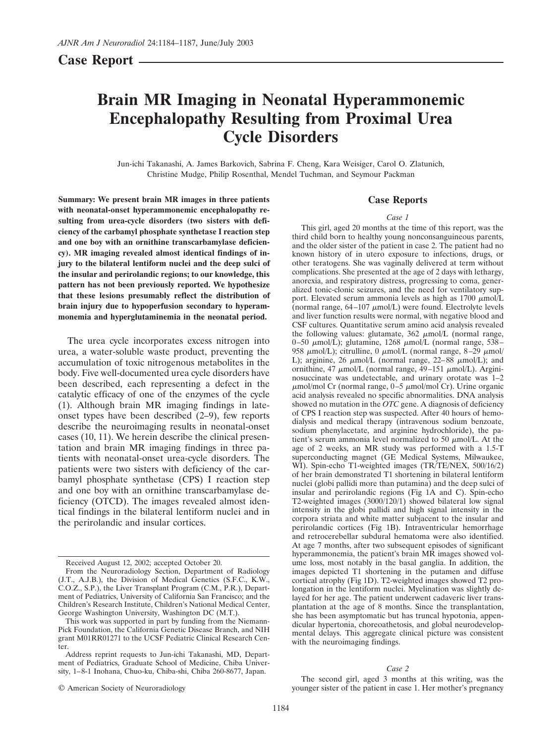## Case Report

# Brain MR Imaging in Neonatal Hyperammonemic Encephalopathy Resulting from Proximal Urea Cycle Disorders

Jun-ichi Takanashi, A. James Barkovich, Sabrina F. Cheng, Kara Weisiger, Carol O. Zlatunich, Christine Mudge, Philip Rosenthal, Mendel Tuchman, and Seymour Packman

**Summary: We present brain MR images in three patients with neonatal-onset hyperammonemic encephalopathy resulting from urea-cycle disorders (two sisters with deficiency of the carbamyl phosphate synthetase I reaction step and one boy with an ornithine transcarbamylase deficiency). MR imaging revealed almost identical findings of injury to the bilateral lentiform nuclei and the deep sulci of the insular and perirolandic regions; to our knowledge, this pattern has not been previously reported. We hypothesize that these lesions presumably reflect the distribution of brain injury due to hypoperfusion secondary to hyperammonemia and hyperglutaminemia in the neonatal period.**

The urea cycle incorporates excess nitrogen into urea, a water-soluble waste product, preventing the accumulation of toxic nitrogenous metabolites in the body. Five well-documented urea cycle disorders have been described, each representing a defect in the catalytic efficacy of one of the enzymes of the cycle (1). Although brain MR imaging findings in late-onset types have been described (2–9), few reports describe the neuroimaging results in neonatal-onset cases (10, 11). We herein describe the clinical presentation and brain MR imaging findings in three patients with neonatal-onset urea-cycle disorders. The patients were two sisters with deficiency of the carbamyl phosphate synthetase (CPS) I reaction step and one boy with an ornithine transcarbamylase deficiency (OTCD). The images revealed almost identical findings in the bilateral lentiform nuclei and in the perirolandic and insular cortices.

Received August 12, 2002; accepted October 20.

From the Neuroradiology Section, Department of Radiology (J.T., A.J.B.), the Division of Medical Genetics (S.F.C., K.W., C.O.Z., S.P.), the Liver Transplant Program (C.M., P.R.), Department of Pediatrics, University of California San Francisco; and the Children's Research Institute, Children's National Medical Center, George Washington University, Washington DC (M.T.).

This work was supported in part by funding from the Niemann-Pick Foundation, the California Genetic Disease Branch, and NIH grant M01RR01271 to the UCSF Pediatric Clinical Research Center.

Address reprint requests to Jun-ichi Takanashi, MD, Department of Pediatrics, Graduate School of Medicine, Chiba University, 1–8-1 Inohana, Chuo-ku, Chiba-shi, Chiba 260-8677, Japan.

© American Society of Neuroradiology

## Case Reports

### *Case 1*

This girl, aged 20 months at the time of this report, was the third child born to healthy young nonconsanguineous parents, and the older sister of the patient in case 2. The patient had no known history of in utero exposure to infections, drugs, or other teratogens. She was vaginally delivered at term without complications. She presented at the age of 2 days with lethargy, anorexia, and respiratory distress, progressing to coma, generalized tonic-clonic seizures, and the need for ventilatory support. Elevated serum ammonia levels as high as 1700 $\mu$mol/L (normal range, 64–107 $\mu$mol/L) were found. Electrolyte levels and liver function results were normal, with negative blood and CSF cultures. Quantitative serum amino acid analysis revealed the following values: glutamate, 362 $\mu$mol/L (normal range, 0–50 $\mu$mol/L); glutamine, 1268 $\mu$mol/L (normal range, 538–958 $\mu$mol/L); citrulline, 0 $\mu$mol/L (normal range, 8–29 $\mu$mol/L); arginine, 26 $\mu$mol/L (normal range, 22–88 $\mu$mol/L); and ornithine, 47 $\mu$mol/L (normal range, 49–151 $\mu$mol/L). Argininosuccinate was undetectable, and urinary orotate was 1–2 $\mu$mol/mol Cr (normal range, 0–5 $\mu$mol/mol Cr). Urine organic acid analysis revealed no specific abnormalities. DNA analysis showed no mutation in the *OTC* gene. A diagnosis of deficiency of CPS I reaction step was suspected. After 40 hours of hemodialysis and medical therapy (intravenous sodium benzoate, sodium phenylacetate, and arginine hydrochloride), the patient's serum ammonia level normalized to 50 $\mu$mol/L. At the age of 2 weeks, an MR study was performed with a 1.5-T superconducting magnet (GE Medical Systems, Milwaukee, WI). Spin-echo T1-weighted images (TR/TE/NEX, 500/16/2) of her brain demonstrated T1 shortening in bilateral lentiform nuclei (globi pallidi more than putamina) and the deep sulci of insular and perirolandic regions (Fig 1A and C). Spin-echo T2-weighted images (3000/120/1) showed bilateral low signal intensity in the globi pallidi and high signal intensity in the corpora striata and white matter subjacent to the insular and perirolandic cortices (Fig 1B). Intraventricular hemorrhage and retrocerebellar subdural hematoma were also identified. At age 7 months, after two subsequent episodes of significant hyperammonemia, the patient's brain MR images showed volume loss, most notably in the basal ganglia. In addition, the images depicted T1 shortening in the putamen and diffuse cortical atrophy (Fig 1D). T2-weighted images showed T2 prolongation in the lentiform nuclei. Myelination was slightly delayed for her age. The patient underwent cadaveric liver transplantation at the age of 8 months. Since the transplantation, she has been asymptomatic but has truncal hypotonia, appendicular hypertonia, choreoathetosis, and global neurodevelopmental delays. This aggregate clinical picture was consistent with the neuroimaging findings.

### *Case 2*

The second girl, aged 3 months at this writing, was the younger sister of the patient in case 1. Her mother's pregnancy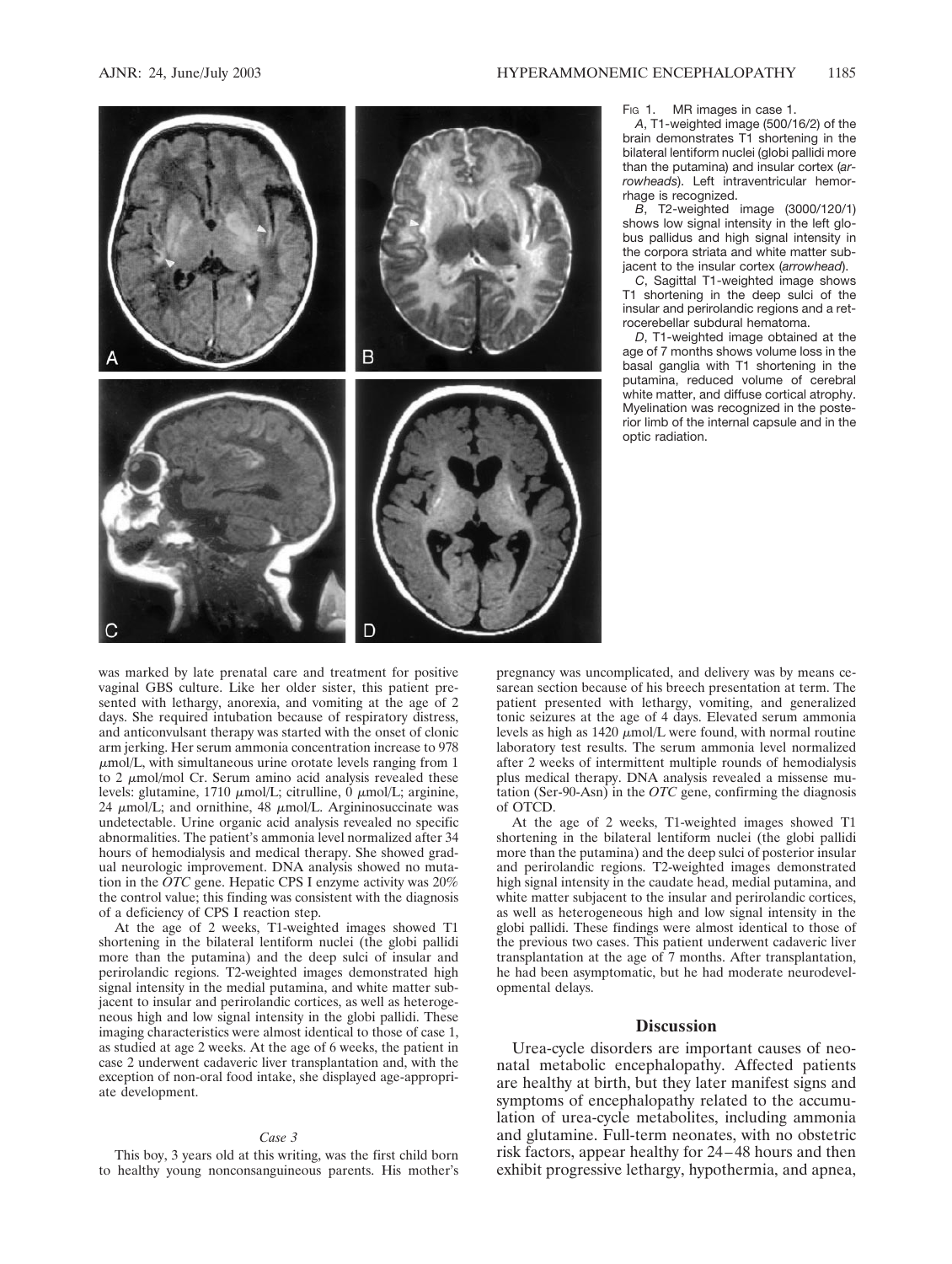FIG 1. MR images in case 1.

*A*, T1-weighted image (500/16/2) of the brain demonstrates T1 shortening in the bilateral lentiform nuclei (globi pallidi more than the putamina) and insular cortex (*arrowheads*). Left intraventricular hemorrhage is recognized.

*B*, T2-weighted image (3000/120/1) shows low signal intensity in the left globus pallidus and high signal intensity in the corpora striata and white matter subjacent to the insular cortex (*arrowhead*).

*C*, Sagittal T1-weighted image shows T1 shortening in the deep sulci of the insular and perirolandic regions and a retrocerebellar subdural hematoma.

*D*, T1-weighted image obtained at the age of 7 months shows volume loss in the basal ganglia with T1 shortening in the putamina, reduced volume of cerebral white matter, and diffuse cortical atrophy. Myelination was recognized in the posterior limb of the internal capsule and in the optic radiation.

was marked by late prenatal care and treatment for positive vaginal GBS culture. Like her older sister, this patient presented with lethargy, anorexia, and vomiting at the age of 2 days. She required intubation because of respiratory distress, and anticonvulsant therapy was started with the onset of clonic arm jerking. Her serum ammonia concentration increase to 978 $\mu$mol/L, with simultaneous urine orotate levels ranging from 1 to 2 $\mu$mol/mol Cr. Serum amino acid analysis revealed these levels: glutamine, 1710 $\mu$mol/L; citrulline, 0 $\mu$mol/L; arginine, 24 $\mu$mol/L; and ornithine, 48 $\mu$mol/L. Argininosuccinate was undetectable. Urine organic acid analysis revealed no specific abnormalities. The patient's ammonia level normalized after 34 hours of hemodialysis and medical therapy. She showed gradual neurologic improvement. DNA analysis showed no mutation in the *OTC* gene. Hepatic CPS I enzyme activity was 20% the control value; this finding was consistent with the diagnosis of a deficiency of CPS I reaction step.

At the age of 2 weeks, T1-weighted images showed T1 shortening in the bilateral lentiform nuclei (the globi pallidi more than the putamina) and the deep sulci of insular and perirolandic regions. T2-weighted images demonstrated high signal intensity in the medial putamina, and white matter subjacent to insular and perirolandic cortices, as well as heterogeneous high and low signal intensity in the globi pallidi. These imaging characteristics were almost identical to those of case 1, as studied at age 2 weeks. At the age of 6 weeks, the patient in case 2 underwent cadaveric liver transplantation and, with the exception of non-oral food intake, she displayed age-appropriate development.

### *Case 3*

This boy, 3 years old at this writing, was the first child born to healthy young nonconsanguineous parents. His mother's pregnancy was uncomplicated, and delivery was by means cesarean section because of his breech presentation at term. The patient presented with lethargy, vomiting, and generalized tonic seizures at the age of 4 days. Elevated serum ammonia levels as high as 1420 $\mu$mol/L were found, with normal routine laboratory test results. The serum ammonia level normalized after 2 weeks of intermittent multiple rounds of hemodialysis plus medical therapy. DNA analysis revealed a missense mutation (Ser-90-Asn) in the *OTC* gene, confirming the diagnosis of OTCD.

At the age of 2 weeks, T1-weighted images showed T1 shortening in the bilateral lentiform nuclei (the globi pallidi more than the putamina) and the deep sulci of posterior insular and perirolandic regions. T2-weighted images demonstrated high signal intensity in the caudate head, medial putamina, and white matter subjacent to the insular and perirolandic cortices, as well as heterogeneous high and low signal intensity in the globi pallidi. These findings were almost identical to those of the previous two cases. This patient underwent cadaveric liver transplantation at the age of 7 months. After transplantation, he had been asymptomatic, but he had moderate neurodevelopmental delays.

## Discussion

Urea-cycle disorders are important causes of neonatal metabolic encephalopathy. Affected patients are healthy at birth, but they later manifest signs and symptoms of encephalopathy related to the accumulation of urea-cycle metabolites, including ammonia and glutamine. Full-term neonates, with no obstetric risk factors, appear healthy for 24–48 hours and then exhibit progressive lethargy, hypothermia, and apnea,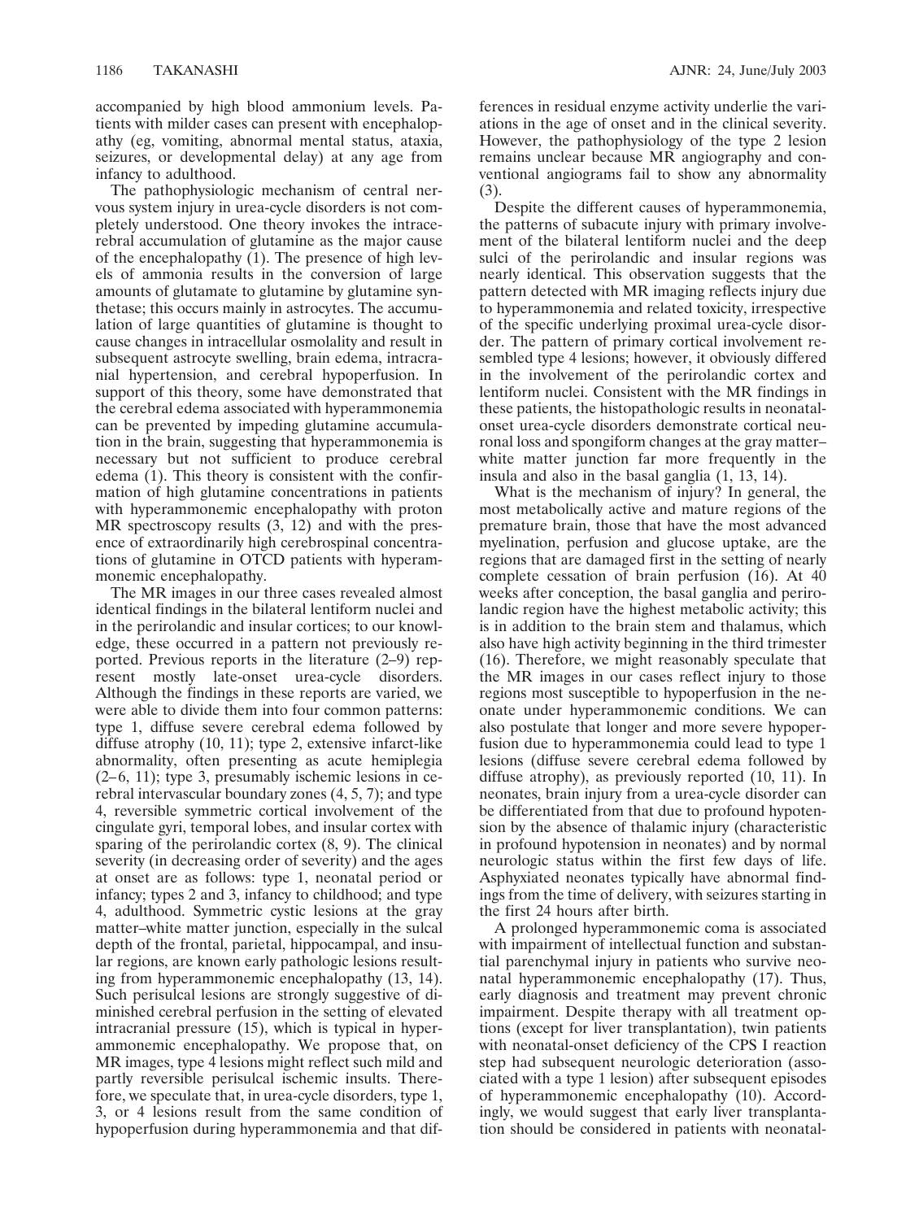accompanied by high blood ammonium levels. Patients with milder cases can present with encephalopathy (eg, vomiting, abnormal mental status, ataxia, seizures, or developmental delay) at any age from infancy to adulthood.

The pathophysiologic mechanism of central nervous system injury in urea-cycle disorders is not completely understood. One theory invokes the intracerebral accumulation of glutamine as the major cause of the encephalopathy (1). The presence of high levels of ammonia results in the conversion of large amounts of glutamate to glutamine by glutamine synthetase; this occurs mainly in astrocytes. The accumulation of large quantities of glutamine is thought to cause changes in intracellular osmolality and result in subsequent astrocyte swelling, brain edema, intracranial hypertension, and cerebral hypoperfusion. In support of this theory, some have demonstrated that the cerebral edema associated with hyperammonemia can be prevented by impeding glutamine accumulation in the brain, suggesting that hyperammonemia is necessary but not sufficient to produce cerebral edema (1). This theory is consistent with the confirmation of high glutamine concentrations in patients with hyperammonemic encephalopathy with proton MR spectroscopy results (3, 12) and with the presence of extraordinarily high cerebrospinal concentrations of glutamine in OTCD patients with hyperammonemic encephalopathy.

The MR images in our three cases revealed almost identical findings in the bilateral lentiform nuclei and in the perirolandic and insular cortices; to our knowledge, these occurred in a pattern not previously reported. Previous reports in the literature (2–9) represent mostly late-onset urea-cycle disorders. Although the findings in these reports are varied, we were able to divide them into four common patterns: type 1, diffuse severe cerebral edema followed by diffuse atrophy (10, 11); type 2, extensive infarct-like abnormality, often presenting as acute hemiplegia (2–6, 11); type 3, presumably ischemic lesions in cerebral intervascular boundary zones (4, 5, 7); and type 4, reversible symmetric cortical involvement of the cingulate gyri, temporal lobes, and insular cortex with sparing of the perirolandic cortex (8, 9). The clinical severity (in decreasing order of severity) and the ages at onset are as follows: type 1, neonatal period or infancy; types 2 and 3, infancy to childhood; and type 4, adulthood. Symmetric cystic lesions at the gray matter–white matter junction, especially in the sulcal depth of the frontal, parietal, hippocampal, and insular regions, are known early pathologic lesions resulting from hyperammonemic encephalopathy (13, 14). Such perisulcal lesions are strongly suggestive of diminished cerebral perfusion in the setting of elevated intracranial pressure (15), which is typical in hyperammonemic encephalopathy. We propose that, on MR images, type 4 lesions might reflect such mild and partly reversible perisulcal ischemic insults. Therefore, we speculate that, in urea-cycle disorders, type 1, 3, or 4 lesions result from the same condition of hypoperfusion during hyperammonemia and that differences in residual enzyme activity underlie the variations in the age of onset and in the clinical severity. However, the pathophysiology of the type 2 lesion remains unclear because MR angiography and conventional angiograms fail to show any abnormality (3).

Despite the different causes of hyperammonemia, the patterns of subacute injury with primary involvement of the bilateral lentiform nuclei and the deep sulci of the perirolandic and insular regions was nearly identical. This observation suggests that the pattern detected with MR imaging reflects injury due to hyperammonemia and related toxicity, irrespective of the specific underlying proximal urea-cycle disorder. The pattern of primary cortical involvement resembled type 4 lesions; however, it obviously differed in the involvement of the perirolandic cortex and lentiform nuclei. Consistent with the MR findings in these patients, the histopathologic results in neonatal-onset urea-cycle disorders demonstrate cortical neuronal loss and spongiform changes at the gray matter–white matter junction far more frequently in the insula and also in the basal ganglia (1, 13, 14).

What is the mechanism of injury? In general, the most metabolically active and mature regions of the premature brain, those that have the most advanced myelination, perfusion and glucose uptake, are the regions that are damaged first in the setting of nearly complete cessation of brain perfusion (16). At 40 weeks after conception, the basal ganglia and perirolandic region have the highest metabolic activity; this is in addition to the brain stem and thalamus, which also have high activity beginning in the third trimester (16). Therefore, we might reasonably speculate that the MR images in our cases reflect injury to those regions most susceptible to hypoperfusion in the neonate under hyperammonemic conditions. We can also postulate that longer and more severe hypoperfusion due to hyperammonemia could lead to type 1 lesions (diffuse severe cerebral edema followed by diffuse atrophy), as previously reported (10, 11). In neonates, brain injury from a urea-cycle disorder can be differentiated from that due to profound hypotension by the absence of thalamic injury (characteristic in profound hypotension in neonates) and by normal neurologic status within the first few days of life. Asphyxiated neonates typically have abnormal findings from the time of delivery, with seizures starting in the first 24 hours after birth.

A prolonged hyperammonemic coma is associated with impairment of intellectual function and substantial parenchymal injury in patients who survive neonatal hyperammonemic encephalopathy (17). Thus, early diagnosis and treatment may prevent chronic impairment. Despite therapy with all treatment options (except for liver transplantation), twin patients with neonatal-onset deficiency of the CPS I reaction step had subsequent neurologic deterioration (associated with a type 1 lesion) after subsequent episodes of hyperammonemic encephalopathy (10). Accordingly, we would suggest that early liver transplantation should be considered in patients with neonatal-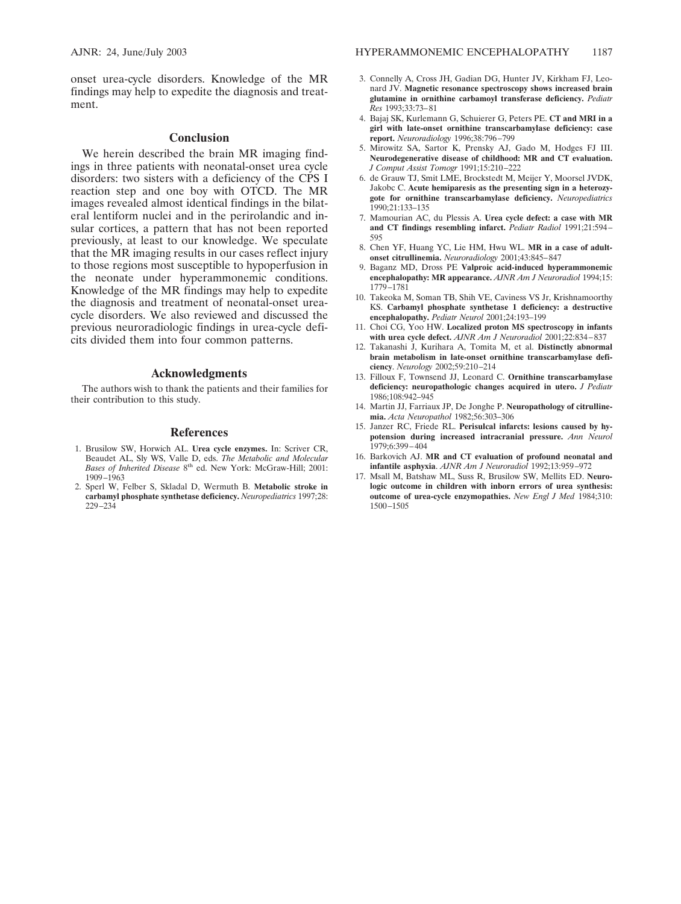onset urea-cycle disorders. Knowledge of the MR findings may help to expedite the diagnosis and treatment.

## Conclusion

We herein described the brain MR imaging findings in three patients with neonatal-onset urea cycle disorders: two sisters with a deficiency of the CPS I reaction step and one boy with OTCD. The MR images revealed almost identical findings in the bilateral lentiform nuclei and in the perirolandic and insular cortices, a pattern that has not been reported previously, at least to our knowledge. We speculate that the MR imaging results in our cases reflect injury to those regions most susceptible to hypoperfusion in the neonate under hyperammonemic conditions. Knowledge of the MR findings may help to expedite the diagnosis and treatment of neonatal-onset urea-cycle disorders. We also reviewed and discussed the previous neuroradiologic findings in urea-cycle deficits divided them into four common patterns.

## Acknowledgments

The authors wish to thank the patients and their families for their contribution to this study.

## References

1. Brusilow SW, Horwich AL. **Urea cycle enzymes.** In: Scriver CR, Beaudet AL, Sly WS, Valle D, eds. *The Metabolic and Molecular Bases of Inherited Disease* 8th ed. New York: McGraw-Hill; 2001: 1909–1963
2. Sperl W, Felber S, Skladal D, Wermuth B. **Metabolic stroke in carbamyl phosphate synthetase deficiency.** *Neuropediatrics* 1997;28: 229–234
3. Connelly A, Cross JH, Gadian DG, Hunter JV, Kirkham FJ, Leonard JV. **Magnetic resonance spectroscopy shows increased brain glutamine in ornithine carbamoyl transferase deficiency.** *Pediatr Res* 1993;33:73–81
4. Bajaj SK, Kurlemann G, Schuierer G, Peters PE. **CT and MRI in a girl with late-onset ornithine transcarbamylase deficiency: case report.** *Neuroradiology* 1996;38:796–799
5. Mirowitz SA, Sartor K, Prensky AJ, Gado M, Hodges FJ III. **Neurodegenerative disease of childhood: MR and CT evaluation.** *J Comput Assist Tomogr* 1991;15:210–222
6. de Grauw TJ, Smit LME, Brockstedt M, Meijer Y, Moorsel JVDK, Jakobc C. **Acute hemiparesis as the presenting sign in a heterozygote for ornithine transcarbamylase deficiency.** *Neuropediatrics* 1990;21:133–135
7. Mamourian AC, du Plessis A. **Urea cycle defect: a case with MR and CT findings resembling infarct.** *Pediatr Radiol* 1991;21:594–595
8. Chen YF, Huang YC, Lie HM, Hwu WL. **MR in a case of adult-onset citrullinemia.** *Neuroradiology* 2001;43:845–847
9. Baganz MD, Dross PE **Valproic acid-induced hyperammonemic encephalopathy: MR appearance.** *AJNR Am J Neuroradiol* 1994;15: 1779–1781
10. Takeoka M, Soman TB, Shih VE, Caviness VS Jr, Krishnamoorthy KS. **Carbamyl phosphate synthetase 1 deficiency: a destructive encephalopathy.** *Pediatr Neurol* 2001;24:193–199
11. Choi CG, Yoo HW. **Localized proton MS spectroscopy in infants with urea cycle defect.** *AJNR Am J Neuroradiol* 2001;22:834–837
12. Takanashi J, Kurihara A, Tomita M, et al. **Distinctly abnormal brain metabolism in late-onset ornithine transcarbamylase deficiency**. *Neurology* 2002;59:210–214
13. Filloux F, Townsend JJ, Leonard C. **Ornithine transcarbamylase deficiency: neuropathologic changes acquired in utero.** *J Pediatr* 1986;108:942–945
14. Martin JJ, Farriaux JP, De Jonghe P. **Neuropathology of citrullinemia.** *Acta Neuropathol* 1982;56:303–306
15. Janzer RC, Friede RL. **Perisulcal infarcts: lesions caused by hypotension during increased intracranial pressure.** *Ann Neurol* 1979;6:399–404
16. Barkovich AJ. **MR and CT evaluation of profound neonatal and infantile asphyxia**. *AJNR Am J Neuroradiol* 1992;13:959–972
17. Msall M, Batshaw ML, Suss R, Brusilow SW, Mellits ED. **Neurologic outcome in children with inborn errors of urea synthesis: outcome of urea-cycle enzymopathies.** *New Engl J Med* 1984;310: 1500–1505